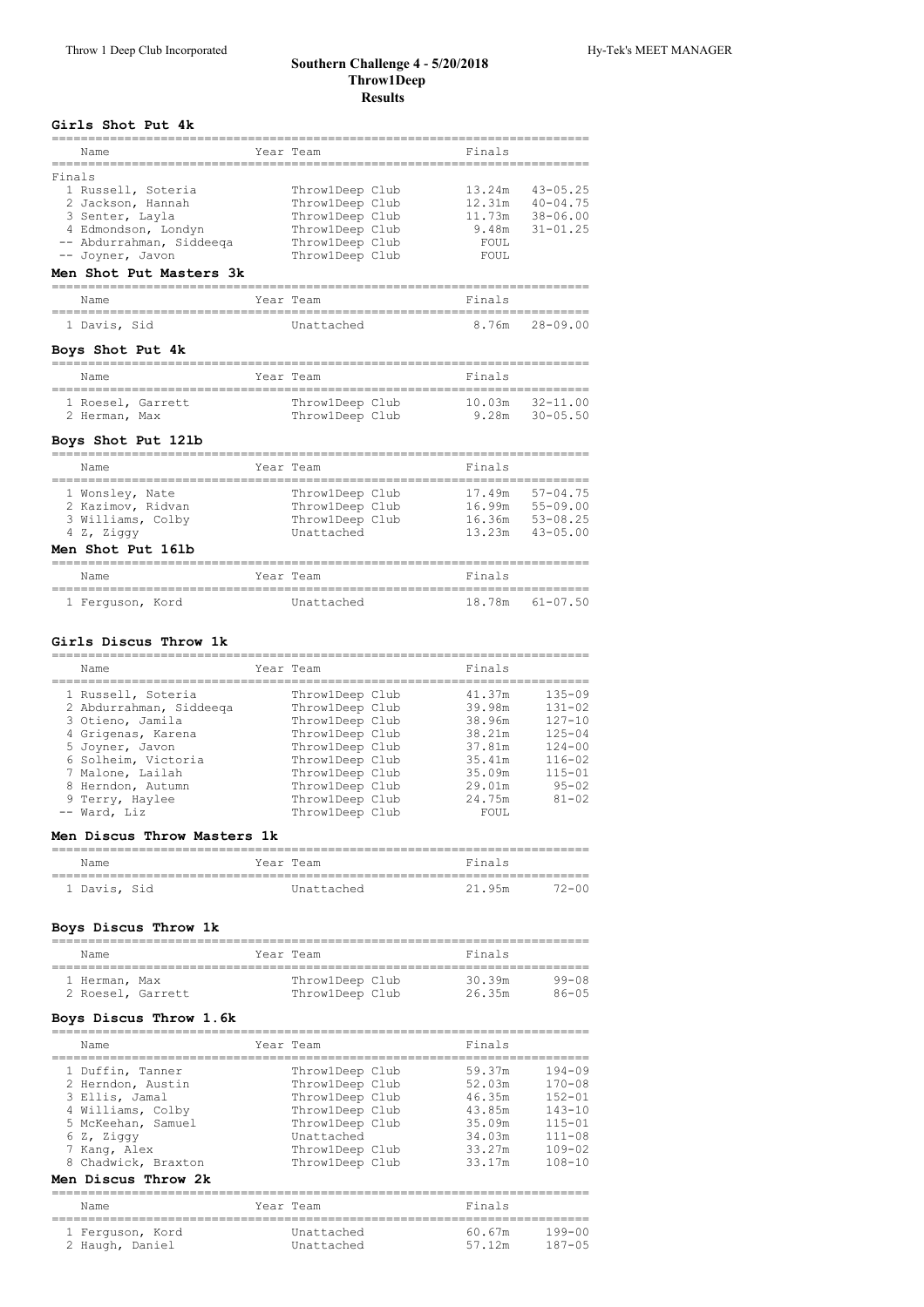# Southern Challenge 4 - 5/20/2018
## Throw1Deep
## Results

### Girls Shot Put 4k

| Name | Year Team | Finals | |
|---|---|---|---|
| **Finals** | | | |
| 1 Russell, Soteria | Throw1Deep Club | 13.24m | 43-05.25 |
| 2 Jackson, Hannah | Throw1Deep Club | 12.31m | 40-04.75 |
| 3 Senter, Layla | Throw1Deep Club | 11.73m | 38-06.00 |
| 4 Edmondson, Londyn | Throw1Deep Club | 9.48m | 31-01.25 |
| -- Abdurrahman, Siddeeqa | Throw1Deep Club | FOUL | |
| -- Joyner, Javon | Throw1Deep Club | FOUL | |

### Men Shot Put Masters 3k

| Name | Year Team | Finals | |
|---|---|---|---|
| 1 Davis, Sid | Unattached | 8.76m | 28-09.00 |

### Boys Shot Put 4k

| Name | Year Team | Finals | |
|---|---|---|---|
| 1 Roesel, Garrett | Throw1Deep Club | 10.03m | 32-11.00 |
| 2 Herman, Max | Throw1Deep Club | 9.28m | 30-05.50 |

### Boys Shot Put 12lb

| Name | Year Team | Finals | |
|---|---|---|---|
| 1 Wonsley, Nate | Throw1Deep Club | 17.49m | 57-04.75 |
| 2 Kazimov, Ridvan | Throw1Deep Club | 16.99m | 55-09.00 |
| 3 Williams, Colby | Throw1Deep Club | 16.36m | 53-08.25 |
| 4 Z, Ziggy | Unattached | 13.23m | 43-05.00 |

### Men Shot Put 16lb

| Name | Year Team | Finals | |
|---|---|---|---|
| 1 Ferguson, Kord | Unattached | 18.78m | 61-07.50 |

### Girls Discus Throw 1k

| Name | Year Team | Finals | |
|---|---|---|---|
| 1 Russell, Soteria | Throw1Deep Club | 41.37m | 135-09 |
| 2 Abdurrahman, Siddeeqa | Throw1Deep Club | 39.98m | 131-02 |
| 3 Otieno, Jamila | Throw1Deep Club | 38.96m | 127-10 |
| 4 Grigenas, Karena | Throw1Deep Club | 38.21m | 125-04 |
| 5 Joyner, Javon | Throw1Deep Club | 37.81m | 124-00 |
| 6 Solheim, Victoria | Throw1Deep Club | 35.41m | 116-02 |
| 7 Malone, Lailah | Throw1Deep Club | 35.09m | 115-01 |
| 8 Herndon, Autumn | Throw1Deep Club | 29.01m | 95-02 |
| 9 Terry, Haylee | Throw1Deep Club | 24.75m | 81-02 |
| -- Ward, Liz | Throw1Deep Club | FOUL | |

### Men Discus Throw Masters 1k

| Name | Year Team | Finals | |
|---|---|---|---|
| 1 Davis, Sid | Unattached | 21.95m | 72-00 |

### Boys Discus Throw 1k

| Name | Year Team | Finals | |
|---|---|---|---|
| 1 Herman, Max | Throw1Deep Club | 30.39m | 99-08 |
| 2 Roesel, Garrett | Throw1Deep Club | 26.35m | 86-05 |

### Boys Discus Throw 1.6k

| Name | Year Team | Finals | |
|---|---|---|---|
| 1 Duffin, Tanner | Throw1Deep Club | 59.37m | 194-09 |
| 2 Herndon, Austin | Throw1Deep Club | 52.03m | 170-08 |
| 3 Ellis, Jamal | Throw1Deep Club | 46.35m | 152-01 |
| 4 Williams, Colby | Throw1Deep Club | 43.85m | 143-10 |
| 5 McKeehan, Samuel | Throw1Deep Club | 35.09m | 115-01 |
| 6 Z, Ziggy | Unattached | 34.03m | 111-08 |
| 7 Kang, Alex | Throw1Deep Club | 33.27m | 109-02 |
| 8 Chadwick, Braxton | Throw1Deep Club | 33.17m | 108-10 |

### Men Discus Throw 2k

| Name | Year Team | Finals | |
|---|---|---|---|
| 1 Ferguson, Kord | Unattached | 60.67m | 199-00 |
| 2 Haugh, Daniel | Unattached | 57.12m | 187-05 |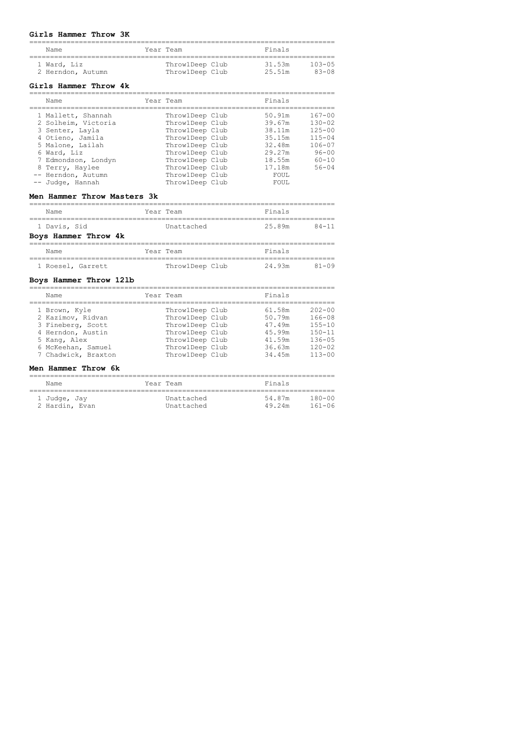**Girls Hammer Throw 3K**

| Name | Year | Team | Finals | |
|---|---|---|---|---|
| 1 Ward, Liz | | Throw1Deep Club | 31.53m | 103-05 |
| 2 Herndon, Autumn | | Throw1Deep Club | 25.51m | 83-08 |

**Girls Hammer Throw 4k**

| Name | Year | Team | Finals | |
|---|---|---|---|---|
| 1 Mallett, Shannah | | Throw1Deep Club | 50.91m | 167-00 |
| 2 Solheim, Victoria | | Throw1Deep Club | 39.67m | 130-02 |
| 3 Senter, Layla | | Throw1Deep Club | 38.11m | 125-00 |
| 4 Otieno, Jamila | | Throw1Deep Club | 35.15m | 115-04 |
| 5 Malone, Lailah | | Throw1Deep Club | 32.48m | 106-07 |
| 6 Ward, Liz | | Throw1Deep Club | 29.27m | 96-00 |
| 7 Edmondson, Londyn | | Throw1Deep Club | 18.55m | 60-10 |
| 8 Terry, Haylee | | Throw1Deep Club | 17.18m | 56-04 |
| -- Herndon, Autumn | | Throw1Deep Club | FOUL | |
| -- Judge, Hannah | | Throw1Deep Club | FOUL | |

**Men Hammer Throw Masters 3k**

| Name | Year | Team | Finals | |
|---|---|---|---|---|
| 1 Davis, Sid | | Unattached | 25.89m | 84-11 |

**Boys Hammer Throw 4k**

| Name | Year | Team | Finals | |
|---|---|---|---|---|
| 1 Roesel, Garrett | | Throw1Deep Club | 24.93m | 81-09 |

**Boys Hammer Throw 12lb**

| Name | Year | Team | Finals | |
|---|---|---|---|---|
| 1 Brown, Kyle | | Throw1Deep Club | 61.58m | 202-00 |
| 2 Kazimov, Ridvan | | Throw1Deep Club | 50.79m | 166-08 |
| 3 Fineberg, Scott | | Throw1Deep Club | 47.49m | 155-10 |
| 4 Herndon, Austin | | Throw1Deep Club | 45.99m | 150-11 |
| 5 Kang, Alex | | Throw1Deep Club | 41.59m | 136-05 |
| 6 McKeehan, Samuel | | Throw1Deep Club | 36.63m | 120-02 |
| 7 Chadwick, Braxton | | Throw1Deep Club | 34.45m | 113-00 |

**Men Hammer Throw 6k**

| Name | Year | Team | Finals | |
|---|---|---|---|---|
| 1 Judge, Jay | | Unattached | 54.87m | 180-00 |
| 2 Hardin, Evan | | Unattached | 49.24m | 161-06 |